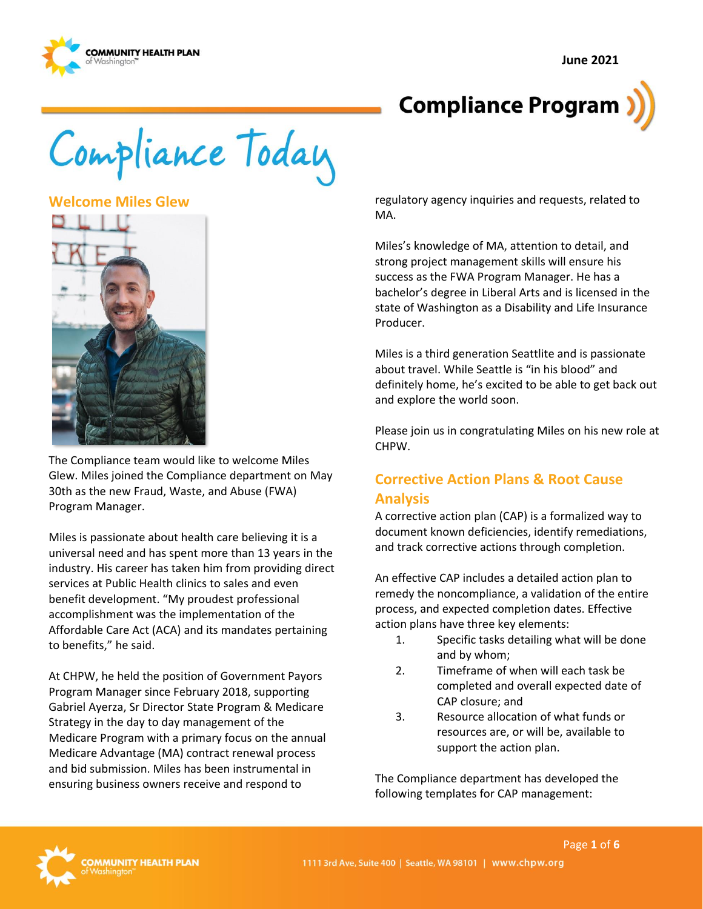June 2021

# Compliance Program

# Compliance Today

## Welcome Miles Glew

The Compliance team would like to welcome Miles Glew. Miles joined the Compliance department on May 30th as the new Fraud, Waste, and Abuse (FWA) Program Manager.

Miles is passionate about health care believing it is a universal need and has spent more than 13 years in the industry. His career has taken him from providing direct services at Public Health clinics to sales and even benefit development. "My proudest professional accomplishment was the implementation of the Affordable Care Act (ACA) and its mandates pertaining to benefits," he said.

At CHPW, he held the position of Government Payors Program Manager since February 2018, supporting Gabriel Ayerza, Sr Director State Program & Medicare Strategy in the day to day management of the Medicare Program with a primary focus on the annual Medicare Advantage (MA) contract renewal process and bid submission. Miles has been instrumental in ensuring business owners receive and respond to regulatory agency inquiries and requests, related to MA.

Miles's knowledge of MA, attention to detail, and strong project management skills will ensure his success as the FWA Program Manager. He has a bachelor's degree in Liberal Arts and is licensed in the state of Washington as a Disability and Life Insurance Producer.

Miles is a third generation Seattlite and is passionate about travel. While Seattle is "in his blood" and definitely home, he's excited to be able to get back out and explore the world soon.

Please join us in congratulating Miles on his new role at CHPW.

## Corrective Action Plans & Root Cause Analysis

A corrective action plan (CAP) is a formalized way to document known deficiencies, identify remediations, and track corrective actions through completion.

An effective CAP includes a detailed action plan to remedy the noncompliance, a validation of the entire process, and expected completion dates. Effective action plans have three key elements:

1. Specific tasks detailing what will be done and by whom;
2. Timeframe of when will each task be completed and overall expected date of CAP closure; and
3. Resource allocation of what funds or resources are, or will be, available to support the action plan.

The Compliance department has developed the following templates for CAP management: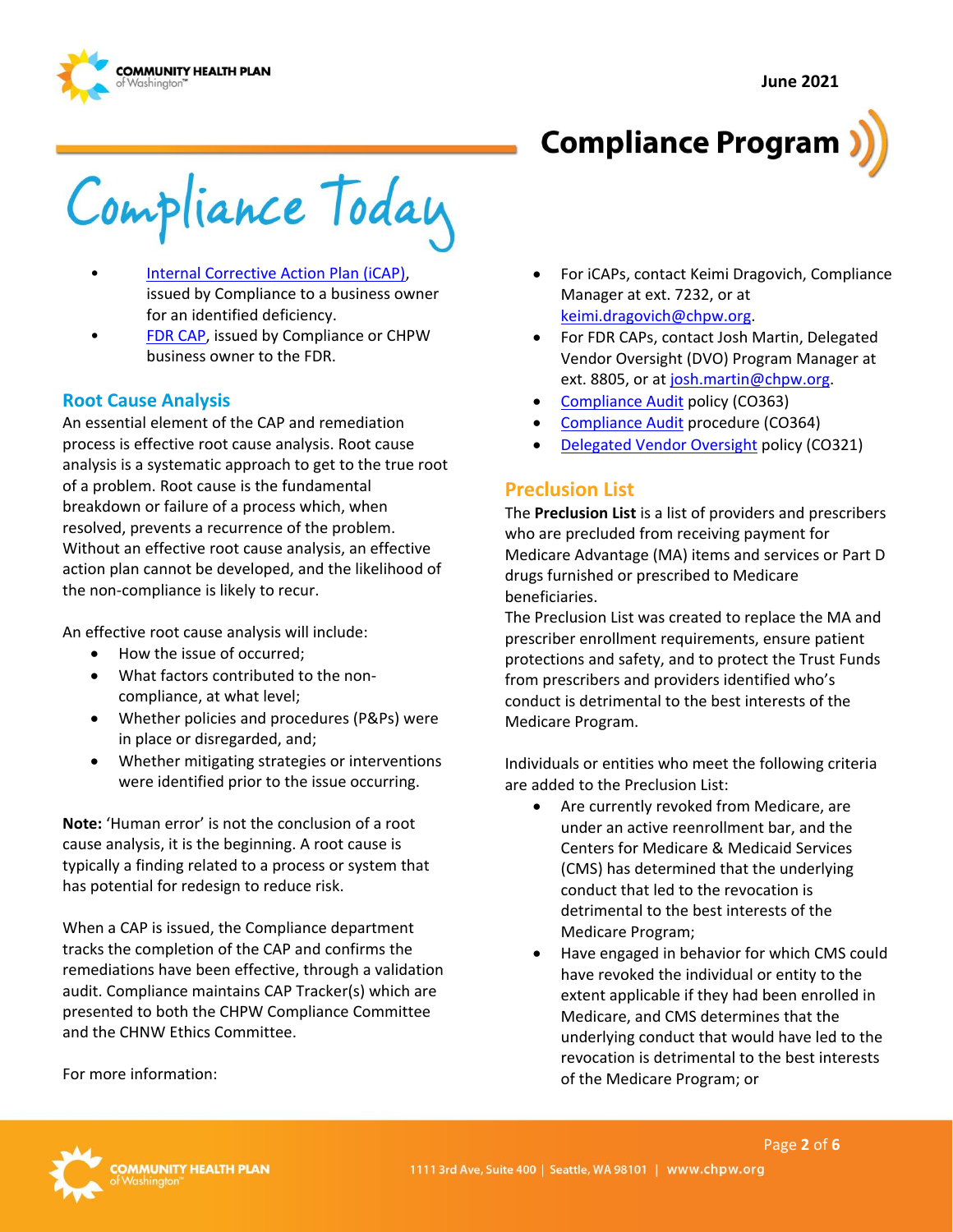- [Internal Corrective Action Plan (iCAP)](), issued by Compliance to a business owner for an identified deficiency.
- [FDR CAP](), issued by Compliance or CHPW business owner to the FDR.

### Root Cause Analysis

An essential element of the CAP and remediation process is effective root cause analysis. Root cause analysis is a systematic approach to get to the true root of a problem. Root cause is the fundamental breakdown or failure of a process which, when resolved, prevents a recurrence of the problem. Without an effective root cause analysis, an effective action plan cannot be developed, and the likelihood of the non-compliance is likely to recur.

An effective root cause analysis will include:

- How the issue of occurred;
- What factors contributed to the non-compliance, at what level;
- Whether policies and procedures (P&Ps) were in place or disregarded, and;
- Whether mitigating strategies or interventions were identified prior to the issue occurring.

**Note:** 'Human error' is not the conclusion of a root cause analysis, it is the beginning. A root cause is typically a finding related to a process or system that has potential for redesign to reduce risk.

When a CAP is issued, the Compliance department tracks the completion of the CAP and confirms the remediations have been effective, through a validation audit. Compliance maintains CAP Tracker(s) which are presented to both the CHPW Compliance Committee and the CHNW Ethics Committee.

For more information:

- For iCAPs, contact Keimi Dragovich, Compliance Manager at ext. 7232, or at keimi.dragovich@chpw.org.
- For FDR CAPs, contact Josh Martin, Delegated Vendor Oversight (DVO) Program Manager at ext. 8805, or at josh.martin@chpw.org.
- [Compliance Audit]() policy (CO363)
- [Compliance Audit]() procedure (CO364)
- [Delegated Vendor Oversight]() policy (CO321)

### Preclusion List

The **Preclusion List** is a list of providers and prescribers who are precluded from receiving payment for Medicare Advantage (MA) items and services or Part D drugs furnished or prescribed to Medicare beneficiaries.

The Preclusion List was created to replace the MA and prescriber enrollment requirements, ensure patient protections and safety, and to protect the Trust Funds from prescribers and providers identified who's conduct is detrimental to the best interests of the Medicare Program.

Individuals or entities who meet the following criteria are added to the Preclusion List:

- Are currently revoked from Medicare, are under an active reenrollment bar, and the Centers for Medicare & Medicaid Services (CMS) has determined that the underlying conduct that led to the revocation is detrimental to the best interests of the Medicare Program;
- Have engaged in behavior for which CMS could have revoked the individual or entity to the extent applicable if they had been enrolled in Medicare, and CMS determines that the underlying conduct that would have led to the revocation is detrimental to the best interests of the Medicare Program; or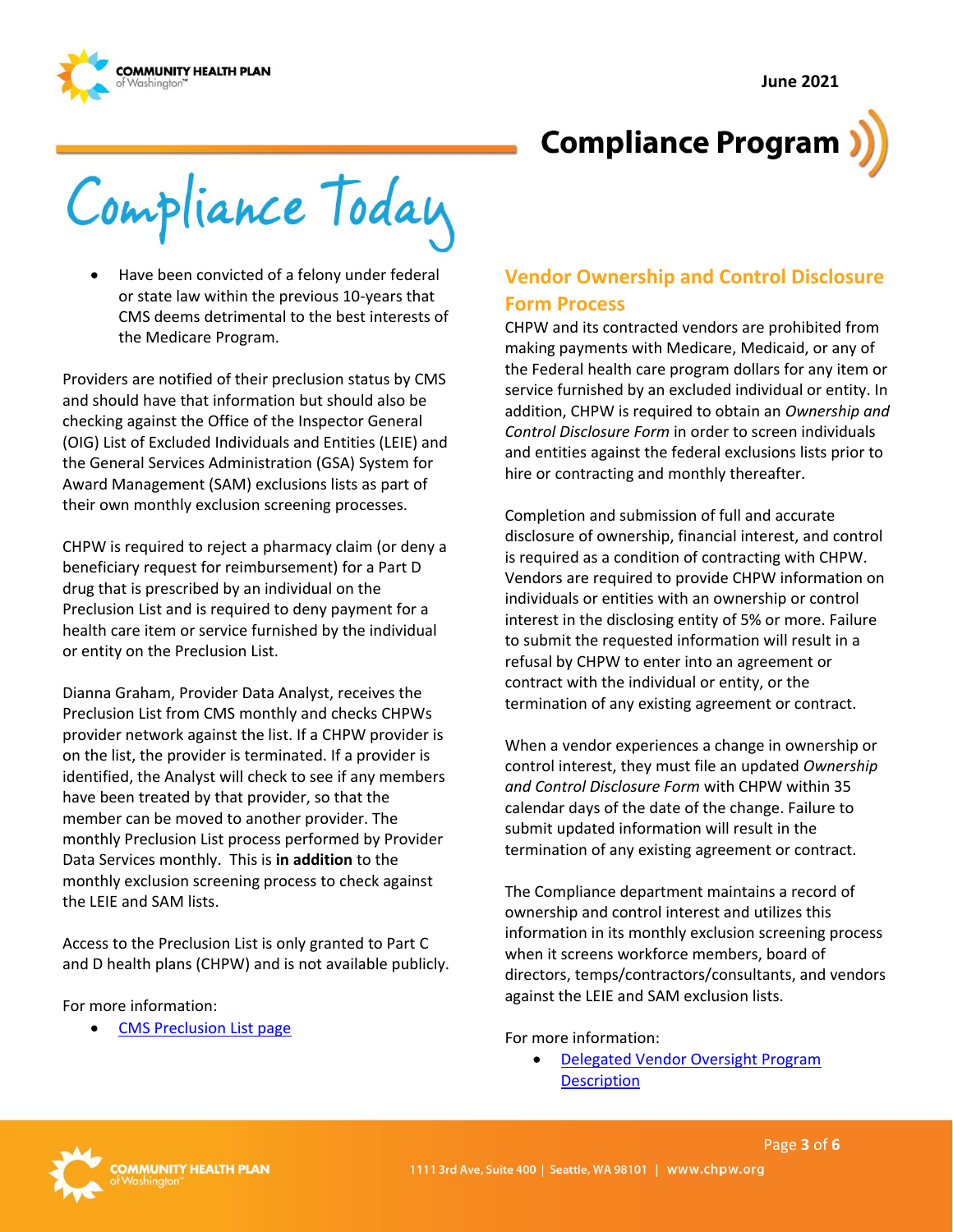- Have been convicted of a felony under federal or state law within the previous 10-years that CMS deems detrimental to the best interests of the Medicare Program.

Providers are notified of their preclusion status by CMS and should have that information but should also be checking against the Office of the Inspector General (OIG) List of Excluded Individuals and Entities (LEIE) and the General Services Administration (GSA) System for Award Management (SAM) exclusions lists as part of their own monthly exclusion screening processes.

CHPW is required to reject a pharmacy claim (or deny a beneficiary request for reimbursement) for a Part D drug that is prescribed by an individual on the Preclusion List and is required to deny payment for a health care item or service furnished by the individual or entity on the Preclusion List.

Dianna Graham, Provider Data Analyst, receives the Preclusion List from CMS monthly and checks CHPWs provider network against the list. If a CHPW provider is on the list, the provider is terminated. If a provider is identified, the Analyst will check to see if any members have been treated by that provider, so that the member can be moved to another provider. The monthly Preclusion List process performed by Provider Data Services monthly. This is **in addition** to the monthly exclusion screening process to check against the LEIE and SAM lists.

Access to the Preclusion List is only granted to Part C and D health plans (CHPW) and is not available publicly.

For more information:

- [CMS Preclusion List page]

## Vendor Ownership and Control Disclosure Form Process

CHPW and its contracted vendors are prohibited from making payments with Medicare, Medicaid, or any of the Federal health care program dollars for any item or service furnished by an excluded individual or entity. In addition, CHPW is required to obtain an *Ownership and Control Disclosure Form* in order to screen individuals and entities against the federal exclusions lists prior to hire or contracting and monthly thereafter.

Completion and submission of full and accurate disclosure of ownership, financial interest, and control is required as a condition of contracting with CHPW. Vendors are required to provide CHPW information on individuals or entities with an ownership or control interest in the disclosing entity of 5% or more. Failure to submit the requested information will result in a refusal by CHPW to enter into an agreement or contract with the individual or entity, or the termination of any existing agreement or contract.

When a vendor experiences a change in ownership or control interest, they must file an updated *Ownership and Control Disclosure Form* with CHPW within 35 calendar days of the date of the change. Failure to submit updated information will result in the termination of any existing agreement or contract.

The Compliance department maintains a record of ownership and control interest and utilizes this information in its monthly exclusion screening process when it screens workforce members, board of directors, temps/contractors/consultants, and vendors against the LEIE and SAM exclusion lists.

For more information:

- [Delegated Vendor Oversight Program Description]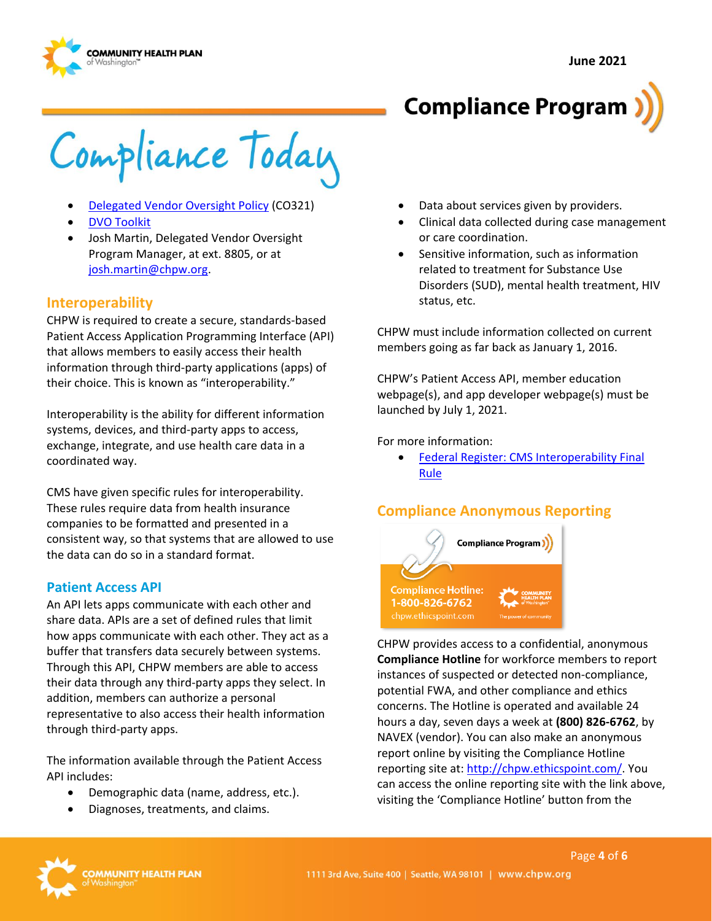- Delegated Vendor Oversight Policy (CO321)
- DVO Toolkit
- Josh Martin, Delegated Vendor Oversight Program Manager, at ext. 8805, or at josh.martin@chpw.org.

## Interoperability

CHPW is required to create a secure, standards-based Patient Access Application Programming Interface (API) that allows members to easily access their health information through third-party applications (apps) of their choice. This is known as "interoperability."

Interoperability is the ability for different information systems, devices, and third-party apps to access, exchange, integrate, and use health care data in a coordinated way.

CMS have given specific rules for interoperability. These rules require data from health insurance companies to be formatted and presented in a consistent way, so that systems that are allowed to use the data can do so in a standard format.

## Patient Access API

An API lets apps communicate with each other and share data. APIs are a set of defined rules that limit how apps communicate with each other. They act as a buffer that transfers data securely between systems. Through this API, CHPW members are able to access their data through any third-party apps they select. In addition, members can authorize a personal representative to also access their health information through third-party apps.

The information available through the Patient Access API includes:

- Demographic data (name, address, etc.).
- Diagnoses, treatments, and claims.
- Data about services given by providers.
- Clinical data collected during case management or care coordination.
- Sensitive information, such as information related to treatment for Substance Use Disorders (SUD), mental health treatment, HIV status, etc.

CHPW must include information collected on current members going as far back as January 1, 2016.

CHPW's Patient Access API, member education webpage(s), and app developer webpage(s) must be launched by July 1, 2021.

For more information:

- Federal Register: CMS Interoperability Final Rule

## Compliance Anonymous Reporting

Compliance Program

Compliance Hotline: 1-800-826-6762
chpw.ethicspoint.com

CHPW provides access to a confidential, anonymous **Compliance Hotline** for workforce members to report instances of suspected or detected non-compliance, potential FWA, and other compliance and ethics concerns. The Hotline is operated and available 24 hours a day, seven days a week at **(800) 826-6762**, by NAVEX (vendor). You can also make an anonymous report online by visiting the Compliance Hotline reporting site at: http://chpw.ethicspoint.com/. You can access the online reporting site with the link above, visiting the 'Compliance Hotline' button from the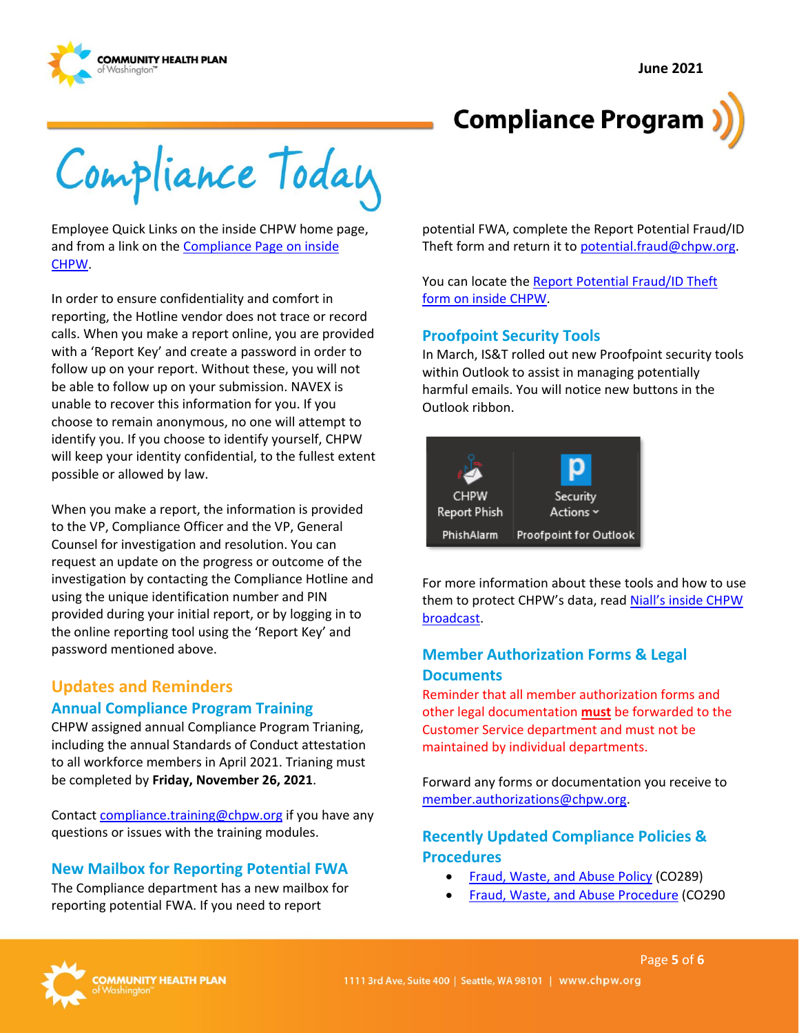Employee Quick Links on the inside CHPW home page, and from a link on the Compliance Page on inside CHPW.

In order to ensure confidentiality and comfort in reporting, the Hotline vendor does not trace or record calls. When you make a report online, you are provided with a 'Report Key' and create a password in order to follow up on your report. Without these, you will not be able to follow up on your submission. NAVEX is unable to recover this information for you. If you choose to remain anonymous, no one will attempt to identify you. If you choose to identify yourself, CHPW will keep your identity confidential, to the fullest extent possible or allowed by law.

When you make a report, the information is provided to the VP, Compliance Officer and the VP, General Counsel for investigation and resolution. You can request an update on the progress or outcome of the investigation by contacting the Compliance Hotline and using the unique identification number and PIN provided during your initial report, or by logging in to the online reporting tool using the 'Report Key' and password mentioned above.

## Updates and Reminders

### Annual Compliance Program Training

CHPW assigned annual Compliance Program Trianing, including the annual Standards of Conduct attestation to all workforce members in April 2021. Trianing must be completed by **Friday, November 26, 2021**.

Contact compliance.training@chpw.org if you have any questions or issues with the training modules.

### New Mailbox for Reporting Potential FWA

The Compliance department has a new mailbox for reporting potential FWA. If you need to report potential FWA, complete the Report Potential Fraud/ID Theft form and return it to potential.fraud@chpw.org.

You can locate the Report Potential Fraud/ID Theft form on inside CHPW.

### Proofpoint Security Tools

In March, IS&T rolled out new Proofpoint security tools within Outlook to assist in managing potentially harmful emails. You will notice new buttons in the Outlook ribbon.

CHPW Report Phish — PhishAlarm | Security Actions — Proofpoint for Outlook

For more information about these tools and how to use them to protect CHPW's data, read Niall's inside CHPW broadcast.

### Member Authorization Forms & Legal Documents

Reminder that all member authorization forms and other legal documentation **must** be forwarded to the Customer Service department and must not be maintained by individual departments.

Forward any forms or documentation you receive to member.authorizations@chpw.org.

### Recently Updated Compliance Policies & Procedures

- Fraud, Waste, and Abuse Policy (CO289)
- Fraud, Waste, and Abuse Procedure (CO290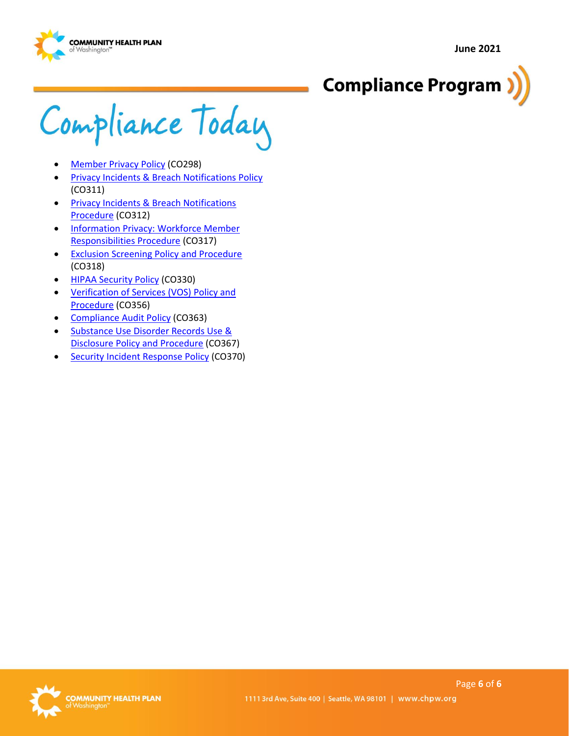- Member Privacy Policy (CO298)
- Privacy Incidents & Breach Notifications Policy (CO311)
- Privacy Incidents & Breach Notifications Procedure (CO312)
- Information Privacy: Workforce Member Responsibilities Procedure (CO317)
- Exclusion Screening Policy and Procedure (CO318)
- HIPAA Security Policy (CO330)
- Verification of Services (VOS) Policy and Procedure (CO356)
- Compliance Audit Policy (CO363)
- Substance Use Disorder Records Use & Disclosure Policy and Procedure (CO367)
- Security Incident Response Policy (CO370)